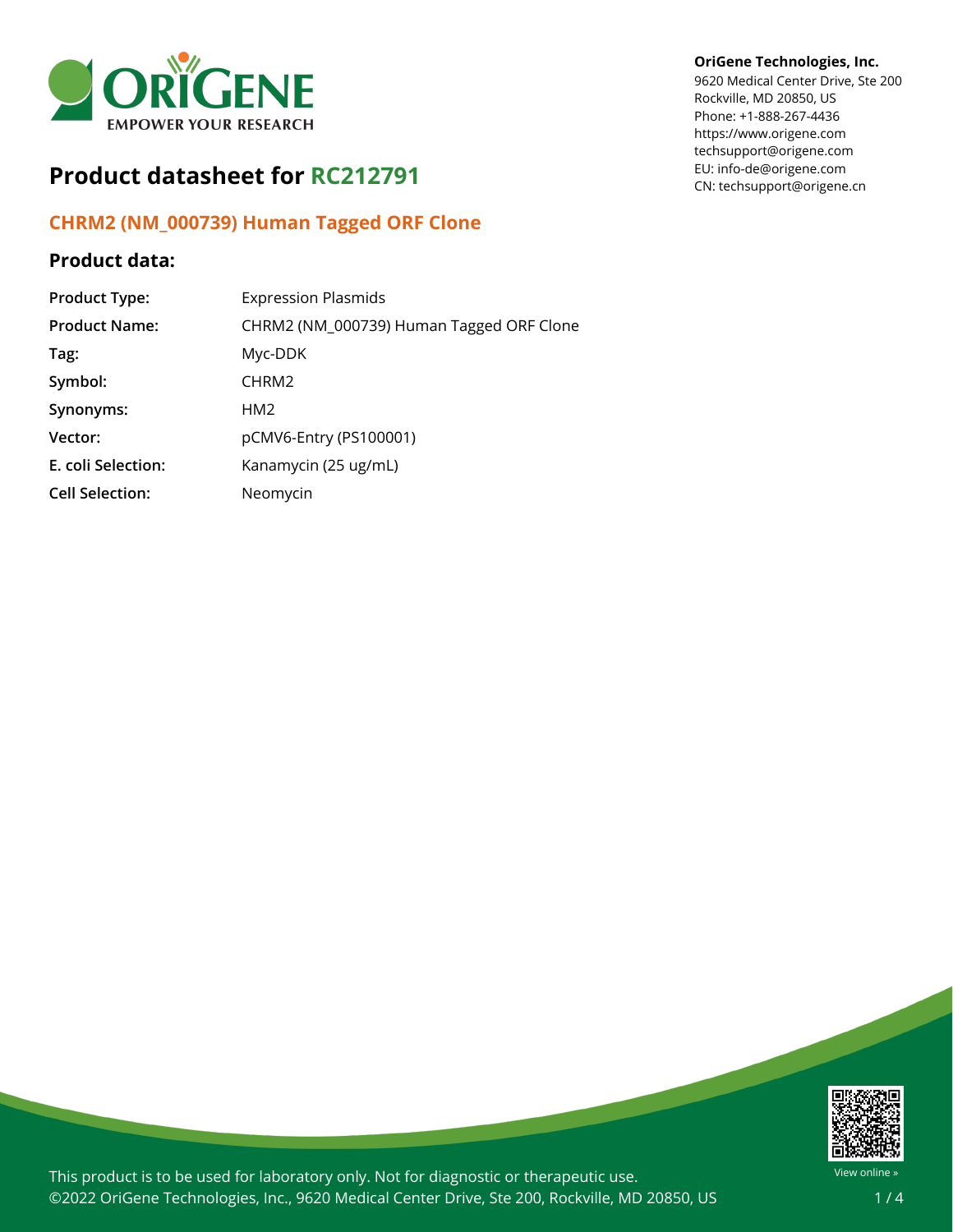**OriGene Technologies, Inc.**
9620 Medical Center Drive, Ste 200
Rockville, MD 20850, US
Phone: +1-888-267-4436
https://www.origene.com
techsupport@origene.com
EU: info-de@origene.com
CN: techsupport@origene.cn

# Product datasheet for RC212791

## CHRM2 (NM_000739) Human Tagged ORF Clone

### Product data:

| | |
|---|---|
| **Product Type:** | Expression Plasmids |
| **Product Name:** | CHRM2 (NM_000739) Human Tagged ORF Clone |
| **Tag:** | Myc-DDK |
| **Symbol:** | CHRM2 |
| **Synonyms:** | HM2 |
| **Vector:** | pCMV6-Entry (PS100001) |
| **E. coli Selection:** | Kanamycin (25 ug/mL) |
| **Cell Selection:** | Neomycin |

This product is to be used for laboratory only. Not for diagnostic or therapeutic use.
©2022 OriGene Technologies, Inc., 9620 Medical Center Drive, Ste 200, Rockville, MD 20850, US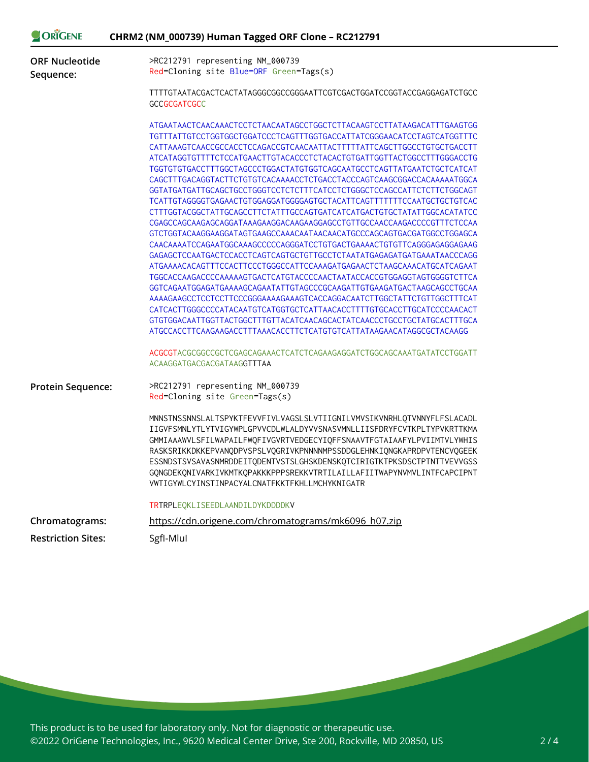**ORF Nucleotide Sequence:**

```
>RC212791 representing NM_000739
Red=Cloning site Blue=ORF Green=Tags(s)

TTTTGTAATACGACTCACTATAGGGCGGCCGGGAATTCGTCGACTGGATCCGGTACCGAGGAGATCTGCC
GCCGCGATCGCC

ATGAATAACTCAACAAACTCCTCTAACAATAGCCTGGCTCTTACAAGTCCTTATAAGACATTTGAAGTGG
TGTTTATTGTCCTGGTGGCTGGATCCCTCAGTTTGGTGACCATTATCGGGAACATCCTAGTCATGGTTTC
CATTAAAGTCAACCGCCACCTCCAGACCGTCAACAATTACTTTTTATTCAGCTTGGCCTGTGCTGACCTT
ATCATAGGTGTTTTCTCCATGAACTTGTACACCCTCTACACTGTGATTGGTTACTGGCCTTTGGGACCTG
TGGTGTGTGACCTTTGGCTAGCCCTGGACTATGTGGTCAGCAATGCCTCAGTTATGAATCTGCTCATCAT
CAGCTTTGACAGGTACTTCTGTGTCACAAAACCTCTGACCTACCCAGTCAAGCGGACCACAAAAATGGCA
GGTATGATGATTGCAGCTGCCTGGGTCCTCTCTTTCATCCTCTGGGCTCCAGCCATTCTCTTCTGGCAGT
TCATTGTAGGGGTGAGAACTGTGGAGGATGGGGAGTGCTACATTCAGTTTTTTTCCAATGCTGCTGTCAC
CTTTGGTACGGCTATTGCAGCCTTCTATTTGCCAGTGATCATCATGACTGTGCTATATTGGCACATATCC
CGAGCCAGCAAGAGCAGGATAAAGAAGGACAAGAAGGAGCCTGTTGCCAACCAAGACCCCGTTTCTCCAA
GTCTGGTACAAGGAAGGATAGTGAAGCCAAACAATAACAACATGCCCAGCAGTGACGATGGCCTGGAGCA
CAACAAAATCCAGAATGGCAAAGCCCCCAGGGATCCTGTGACTGAAAACTGTGTTCAGGGAGAGGAGAAG
GAGAGCTCCAATGACTCCACCTCAGTCAGTGCTGTTGCCTCTAATATGAGAGATGATGAAATAACCCAGG
ATGAAAACACAGTTTCCACTTCCCTGGGCCATTCCAAAGATGAGAACTCTAAGCAAACATGCATCAGAAT
TGGCACCAAGACCCCAAAAAGTGACTCATGTACCCCAACTAATACCACCGTGGAGGTAGTGGGGTCTTCA
GGTCAGAATGGAGATGAAAAGCAGAATATTGTAGCCCGCAAGATTGTGAAGATGACTAAGCAGCCTGCAA
AAAAGAAGCCTCCTCCTTCCCGGGAAAAGAAAGTCACCAGGACAATCTTGGCTATTCTGTTGGCTTTCAT
CATCACTTGGGCCCCATACAATGTCATGGTGCTCATTAACACCTTTTGTGCACCTTGCATCCCCAACACT
GTGTGGACAATTGGTTACTGGCTTTGTTACATCAACAGCACTATCAACCCTGCCTGCTATGCACTTTGCA
ATGCCACCTTCAAGAAGACCTTTAAACACCTTCTCATGTGTCATTATAAGAACATAGGCGCTACAAGG

ACGCGTACGCGGCCGCTCGAGCAGAAACTCATCTCAGAAGAGGATCTGGCAGCAAATGATATCCTGGATT
ACAAGGATGACGACGATAAGGTTTAA
```

**Protein Sequence:**

```
>RC212791 representing NM_000739
Red=Cloning site Green=Tags(s)

MNNSTNSSNNSLALTSPYKTFEVVFIVLVAGSLSLVTIIGNILVMVSIKVNRHLQTVNNYFLFSLACADL
IIGVFSMNLYTLYTVIGYWPLGPVVCDLWLALDYVVSNASVMNLLIISFDRYFCVTKPLTYPVKRTTKMA
GMMIAAAWVLSFILWAPAILFWQFIVGVRTVEDGECYIQFFSNAAVTFGTAIAAFYLPVIIMTVLYWHIS
RASKSRIKKDKKEPVANQDPVSPSLVQGRIVKPNNNNMPSSDDGLEHNKIQNGKAPRDPVTENCVQGEEK
ESSNDSTSVSAVASNMRDDEITQDENTVSTSLGHSKDENSKQTCIRIGTKTPKSDSCTPTNTTVEVVGSS
GQNGDEKQNIVARKIVKMTKQPAKKKPPPSREKKVTRTILAILLAFIITWAPYNVMVLINTFCAPCIPNT
VWTIGYWLCYINSTINPACYALCNATFKKTFKHLLMCHYKNIGATR

TRTRPLEQKLISEEDLAANDILDYKDDDDKV
```

**Chromatograms:** https://cdn.origene.com/chromatograms/mk6096_h07.zip

**Restriction Sites:** SgfI-MluI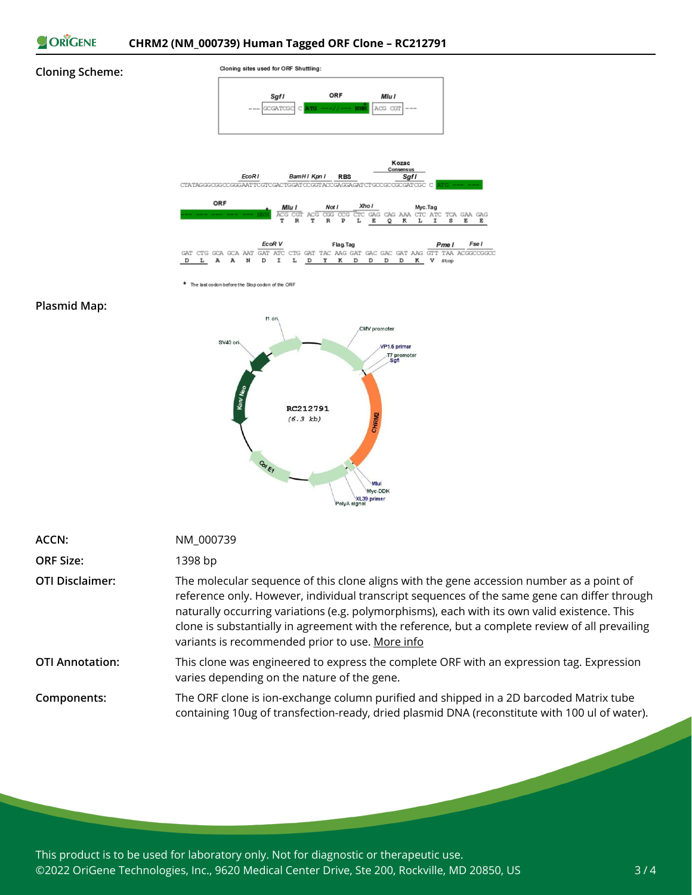**Cloning Scheme:**

Cloning sites used for ORF Shuttling:

--- SgfI GCGATCGC C ATG ---//--- NNN MluI ACG CGT ---

EcoR I, BamH I Kpn I, RBS, Kozac Consensus, Sgf I

CTATAGGGCGGCCGGGAATTCGTCGACTGGATCCGGTACCGAGGAGATCTGCCGCCGCGATCGC C ATG --- ---

ORF — Mlu I, Not I, Xho I, Myc.Tag

--- --- --- --- --- NNN* ACG CGT ACG CGG CCG CTC GAG CAG AAA CTC ATC TCA GAA GAG
T R T R P L E Q K L I S E E

EcoR V, Flag.Tag, Pme I, Fse I

GAT CTG GCA GCA AAT GAT ATC CTG GAT TAC AAG GAT GAC GAC GAT AAG GTT TAA ACGGCCGGCC
D L A A N D I L D Y K D D D D K V stop

\* The last codon before the Stop codon of the ORF

**Plasmid Map:**

RC212791 (6.3 kb) — f1 ori, CMV promoter, VP1.5 primer, T7 promoter, SgfI, CHRM2, MluI, Myc-DDK, XL39 primer, PolyA signal, Col E1, Kan/ Neo, SV40 ori

| | |
|---|---|
| **ACCN:** | NM_000739 |
| **ORF Size:** | 1398 bp |
| **OTI Disclaimer:** | The molecular sequence of this clone aligns with the gene accession number as a point of reference only. However, individual transcript sequences of the same gene can differ through naturally occurring variations (e.g. polymorphisms), each with its own valid existence. This clone is substantially in agreement with the reference, but a complete review of all prevailing variants is recommended prior to use. More info |
| **OTI Annotation:** | This clone was engineered to express the complete ORF with an expression tag. Expression varies depending on the nature of the gene. |
| **Components:** | The ORF clone is ion-exchange column purified and shipped in a 2D barcoded Matrix tube containing 10ug of transfection-ready, dried plasmid DNA (reconstitute with 100 ul of water). |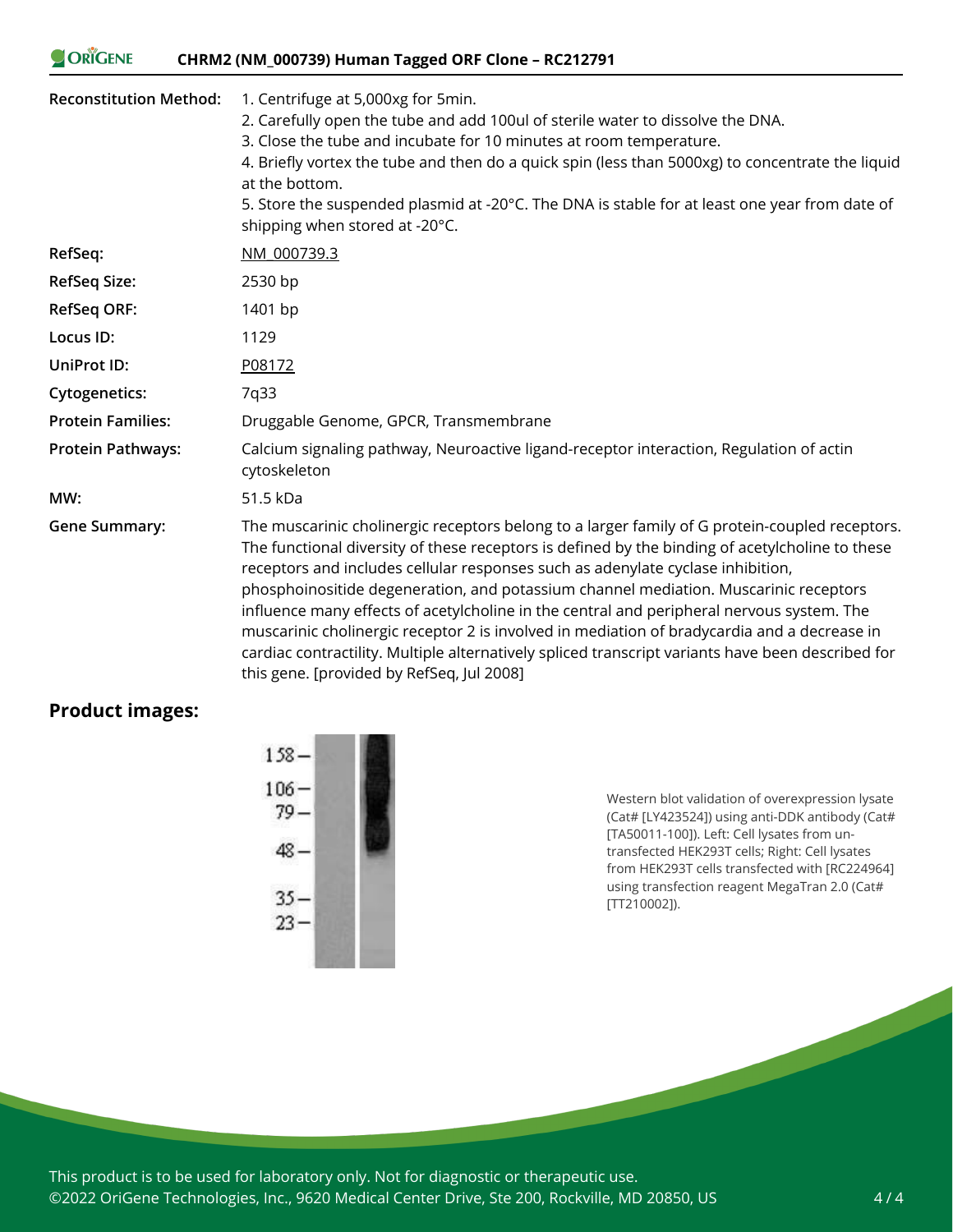| | |
|---|---|
| **Reconstitution Method:** | 1. Centrifuge at 5,000xg for 5min.<br>2. Carefully open the tube and add 100ul of sterile water to dissolve the DNA.<br>3. Close the tube and incubate for 10 minutes at room temperature.<br>4. Briefly vortex the tube and then do a quick spin (less than 5000xg) to concentrate the liquid at the bottom.<br>5. Store the suspended plasmid at -20°C. The DNA is stable for at least one year from date of shipping when stored at -20°C. |
| **RefSeq:** | NM_000739.3 |
| **RefSeq Size:** | 2530 bp |
| **RefSeq ORF:** | 1401 bp |
| **Locus ID:** | 1129 |
| **UniProt ID:** | P08172 |
| **Cytogenetics:** | 7q33 |
| **Protein Families:** | Druggable Genome, GPCR, Transmembrane |
| **Protein Pathways:** | Calcium signaling pathway, Neuroactive ligand-receptor interaction, Regulation of actin cytoskeleton |
| **MW:** | 51.5 kDa |
| **Gene Summary:** | The muscarinic cholinergic receptors belong to a larger family of G protein-coupled receptors. The functional diversity of these receptors is defined by the binding of acetylcholine to these receptors and includes cellular responses such as adenylate cyclase inhibition, phosphoinositide degeneration, and potassium channel mediation. Muscarinic receptors influence many effects of acetylcholine in the central and peripheral nervous system. The muscarinic cholinergic receptor 2 is involved in mediation of bradycardia and a decrease in cardiac contractility. Multiple alternatively spliced transcript variants have been described for this gene. [provided by RefSeq, Jul 2008] |

## Product images:

158
106
79
48
35
23

Western blot validation of overexpression lysate (Cat# [LY423524]) using anti-DDK antibody (Cat# [TA50011-100]). Left: Cell lysates from un-transfected HEK293T cells; Right: Cell lysates from HEK293T cells transfected with [RC224964] using transfection reagent MegaTran 2.0 (Cat# [TT210002]).

This product is to be used for laboratory only. Not for diagnostic or therapeutic use.
©2022 OriGene Technologies, Inc., 9620 Medical Center Drive, Ste 200, Rockville, MD 20850, US